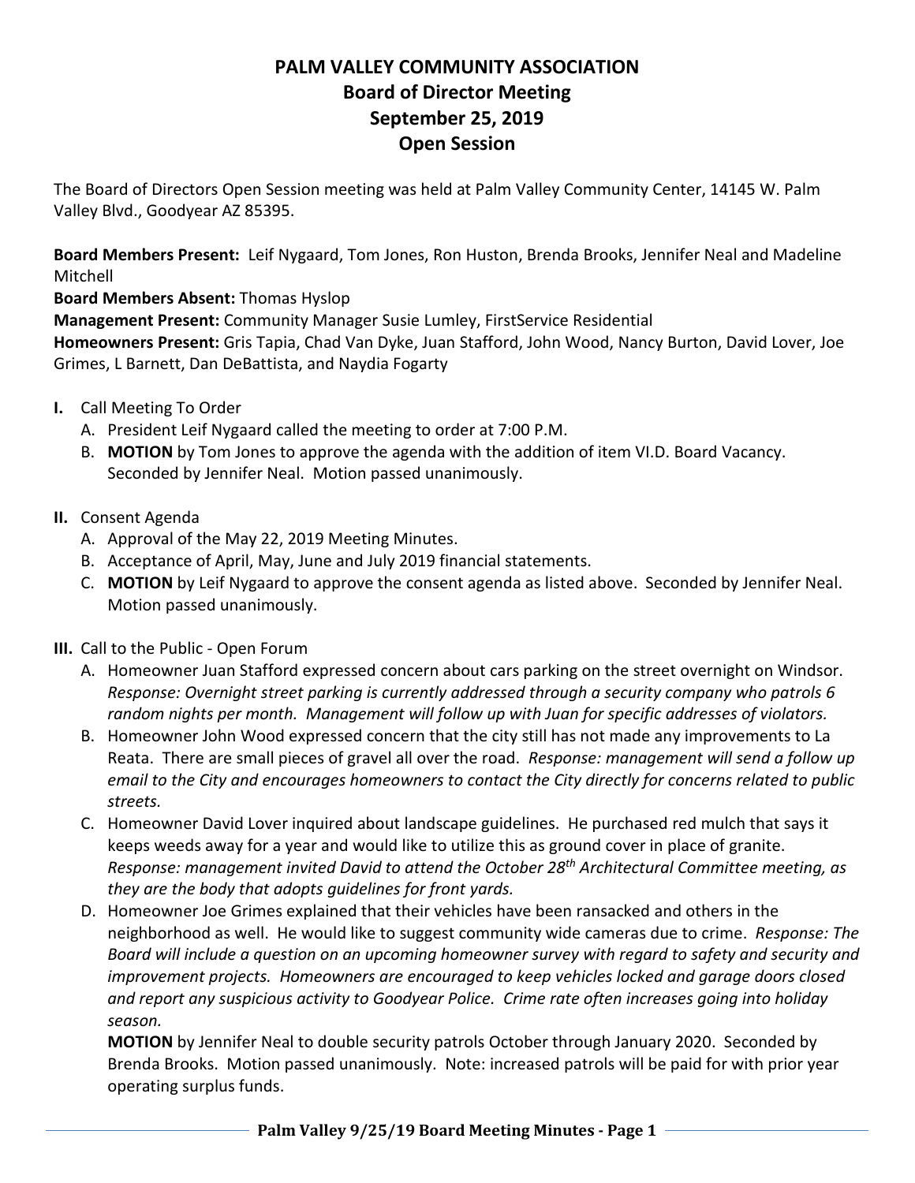# PALM VALLEY COMMUNITY ASSOCIATION
## Board of Director Meeting
## September 25, 2019
## Open Session

The Board of Directors Open Session meeting was held at Palm Valley Community Center, 14145 W. Palm Valley Blvd., Goodyear AZ 85395.

**Board Members Present:** Leif Nygaard, Tom Jones, Ron Huston, Brenda Brooks, Jennifer Neal and Madeline Mitchell
**Board Members Absent:** Thomas Hyslop
**Management Present:** Community Manager Susie Lumley, FirstService Residential
**Homeowners Present:** Gris Tapia, Chad Van Dyke, Juan Stafford, John Wood, Nancy Burton, David Lover, Joe Grimes, L Barnett, Dan DeBattista, and Naydia Fogarty

**I.** Call Meeting To Order
   A. President Leif Nygaard called the meeting to order at 7:00 P.M.
   B. **MOTION** by Tom Jones to approve the agenda with the addition of item VI.D. Board Vacancy. Seconded by Jennifer Neal. Motion passed unanimously.

**II.** Consent Agenda
   A. Approval of the May 22, 2019 Meeting Minutes.
   B. Acceptance of April, May, June and July 2019 financial statements.
   C. **MOTION** by Leif Nygaard to approve the consent agenda as listed above. Seconded by Jennifer Neal. Motion passed unanimously.

**III.** Call to the Public - Open Forum
   A. Homeowner Juan Stafford expressed concern about cars parking on the street overnight on Windsor. *Response: Overnight street parking is currently addressed through a security company who patrols 6 random nights per month. Management will follow up with Juan for specific addresses of violators.*
   B. Homeowner John Wood expressed concern that the city still has not made any improvements to La Reata. There are small pieces of gravel all over the road. *Response: management will send a follow up email to the City and encourages homeowners to contact the City directly for concerns related to public streets.*
   C. Homeowner David Lover inquired about landscape guidelines. He purchased red mulch that says it keeps weeds away for a year and would like to utilize this as ground cover in place of granite. *Response: management invited David to attend the October 28th Architectural Committee meeting, as they are the body that adopts guidelines for front yards.*
   D. Homeowner Joe Grimes explained that their vehicles have been ransacked and others in the neighborhood as well. He would like to suggest community wide cameras due to crime. *Response: The Board will include a question on an upcoming homeowner survey with regard to safety and security and improvement projects. Homeowners are encouraged to keep vehicles locked and garage doors closed and report any suspicious activity to Goodyear Police. Crime rate often increases going into holiday season.*

      **MOTION** by Jennifer Neal to double security patrols October through January 2020. Seconded by Brenda Brooks. Motion passed unanimously. Note: increased patrols will be paid for with prior year operating surplus funds.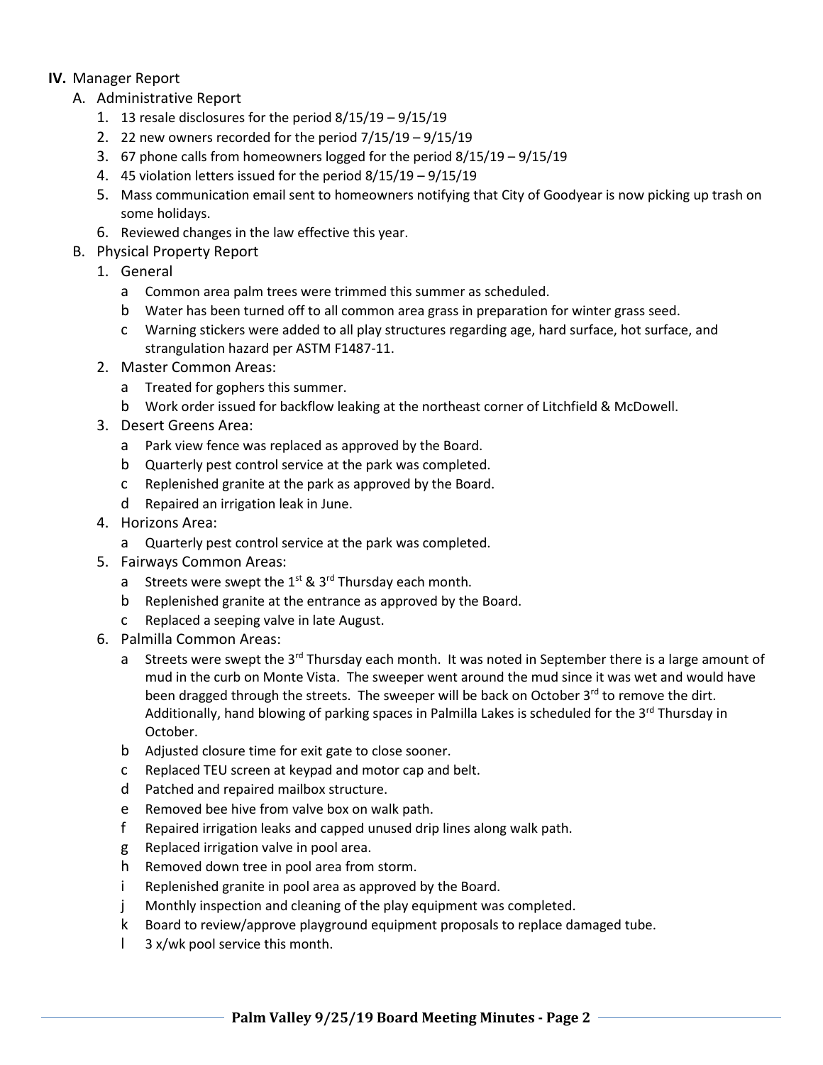**IV.** Manager Report

A. Administrative Report

1. 13 resale disclosures for the period 8/15/19 – 9/15/19
2. 22 new owners recorded for the period 7/15/19 – 9/15/19
3. 67 phone calls from homeowners logged for the period 8/15/19 – 9/15/19
4. 45 violation letters issued for the period 8/15/19 – 9/15/19
5. Mass communication email sent to homeowners notifying that City of Goodyear is now picking up trash on some holidays.
6. Reviewed changes in the law effective this year.

B. Physical Property Report

1. General
   - a Common area palm trees were trimmed this summer as scheduled.
   - b Water has been turned off to all common area grass in preparation for winter grass seed.
   - c Warning stickers were added to all play structures regarding age, hard surface, hot surface, and strangulation hazard per ASTM F1487-11.
2. Master Common Areas:
   - a Treated for gophers this summer.
   - b Work order issued for backflow leaking at the northeast corner of Litchfield & McDowell.
3. Desert Greens Area:
   - a Park view fence was replaced as approved by the Board.
   - b Quarterly pest control service at the park was completed.
   - c Replenished granite at the park as approved by the Board.
   - d Repaired an irrigation leak in June.
4. Horizons Area:
   - a Quarterly pest control service at the park was completed.
5. Fairways Common Areas:
   - a Streets were swept the 1st & 3rd Thursday each month.
   - b Replenished granite at the entrance as approved by the Board.
   - c Replaced a seeping valve in late August.
6. Palmilla Common Areas:
   - a Streets were swept the 3rd Thursday each month. It was noted in September there is a large amount of mud in the curb on Monte Vista. The sweeper went around the mud since it was wet and would have been dragged through the streets. The sweeper will be back on October 3rd to remove the dirt. Additionally, hand blowing of parking spaces in Palmilla Lakes is scheduled for the 3rd Thursday in October.
   - b Adjusted closure time for exit gate to close sooner.
   - c Replaced TEU screen at keypad and motor cap and belt.
   - d Patched and repaired mailbox structure.
   - e Removed bee hive from valve box on walk path.
   - f Repaired irrigation leaks and capped unused drip lines along walk path.
   - g Replaced irrigation valve in pool area.
   - h Removed down tree in pool area from storm.
   - i Replenished granite in pool area as approved by the Board.
   - j Monthly inspection and cleaning of the play equipment was completed.
   - k Board to review/approve playground equipment proposals to replace damaged tube.
   - l 3 x/wk pool service this month.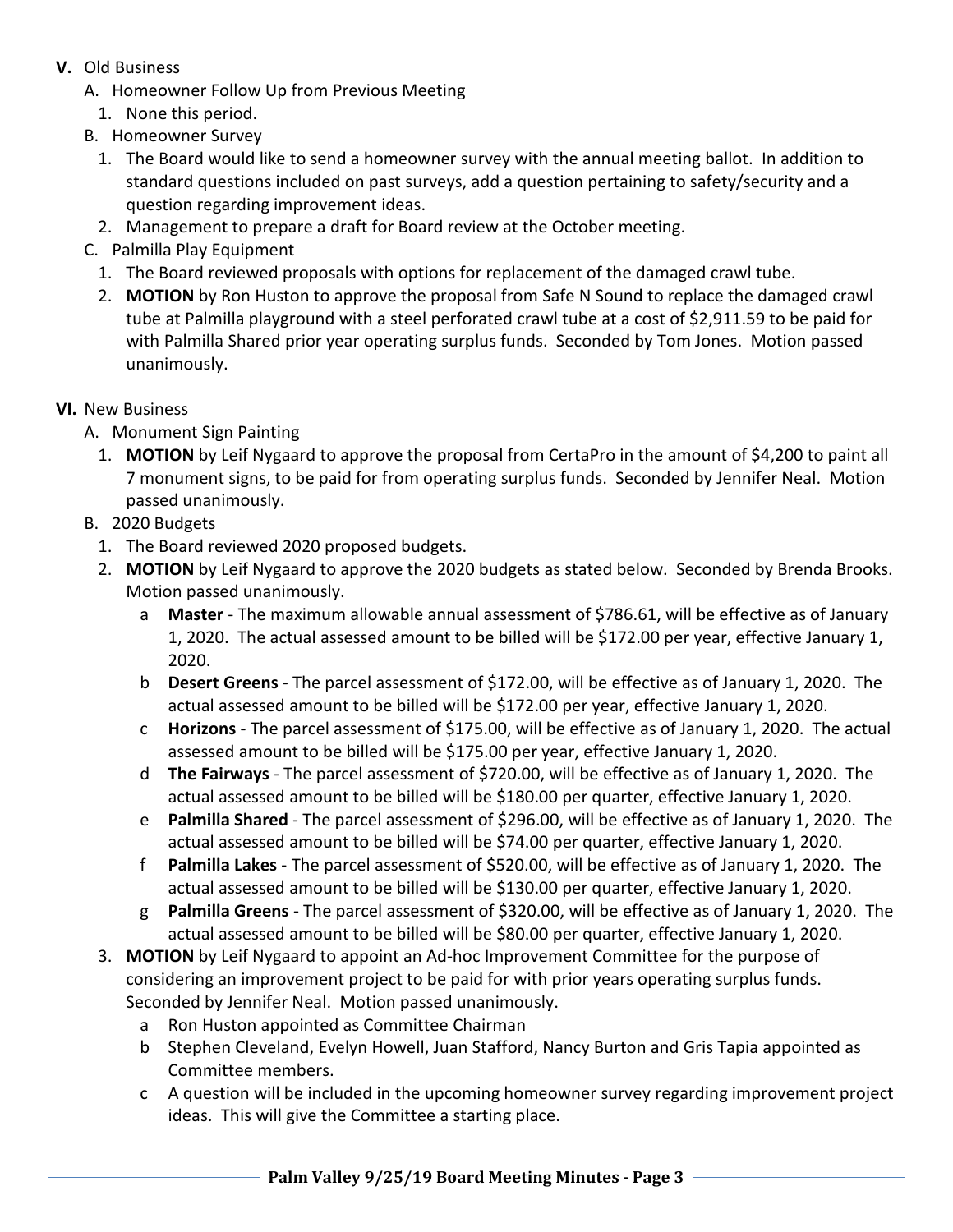**V.** Old Business

A. Homeowner Follow Up from Previous Meeting

1. None this period.

B. Homeowner Survey

1. The Board would like to send a homeowner survey with the annual meeting ballot. In addition to standard questions included on past surveys, add a question pertaining to safety/security and a question regarding improvement ideas.
2. Management to prepare a draft for Board review at the October meeting.

C. Palmilla Play Equipment

1. The Board reviewed proposals with options for replacement of the damaged crawl tube.
2. **MOTION** by Ron Huston to approve the proposal from Safe N Sound to replace the damaged crawl tube at Palmilla playground with a steel perforated crawl tube at a cost of $2,911.59 to be paid for with Palmilla Shared prior year operating surplus funds. Seconded by Tom Jones. Motion passed unanimously.

**VI.** New Business

A. Monument Sign Painting

1. **MOTION** by Leif Nygaard to approve the proposal from CertaPro in the amount of $4,200 to paint all 7 monument signs, to be paid for from operating surplus funds. Seconded by Jennifer Neal. Motion passed unanimously.

B. 2020 Budgets

1. The Board reviewed 2020 proposed budgets.
2. **MOTION** by Leif Nygaard to approve the 2020 budgets as stated below. Seconded by Brenda Brooks. Motion passed unanimously.
   - a **Master** - The maximum allowable annual assessment of $786.61, will be effective as of January 1, 2020. The actual assessed amount to be billed will be $172.00 per year, effective January 1, 2020.
   - b **Desert Greens** - The parcel assessment of $172.00, will be effective as of January 1, 2020. The actual assessed amount to be billed will be $172.00 per year, effective January 1, 2020.
   - c **Horizons** - The parcel assessment of $175.00, will be effective as of January 1, 2020. The actual assessed amount to be billed will be $175.00 per year, effective January 1, 2020.
   - d **The Fairways** - The parcel assessment of $720.00, will be effective as of January 1, 2020. The actual assessed amount to be billed will be $180.00 per quarter, effective January 1, 2020.
   - e **Palmilla Shared** - The parcel assessment of $296.00, will be effective as of January 1, 2020. The actual assessed amount to be billed will be $74.00 per quarter, effective January 1, 2020.
   - f **Palmilla Lakes** - The parcel assessment of $520.00, will be effective as of January 1, 2020. The actual assessed amount to be billed will be $130.00 per quarter, effective January 1, 2020.
   - g **Palmilla Greens** - The parcel assessment of $320.00, will be effective as of January 1, 2020. The actual assessed amount to be billed will be $80.00 per quarter, effective January 1, 2020.
3. **MOTION** by Leif Nygaard to appoint an Ad-hoc Improvement Committee for the purpose of considering an improvement project to be paid for with prior years operating surplus funds. Seconded by Jennifer Neal. Motion passed unanimously.
   - a Ron Huston appointed as Committee Chairman
   - b Stephen Cleveland, Evelyn Howell, Juan Stafford, Nancy Burton and Gris Tapia appointed as Committee members.
   - c A question will be included in the upcoming homeowner survey regarding improvement project ideas. This will give the Committee a starting place.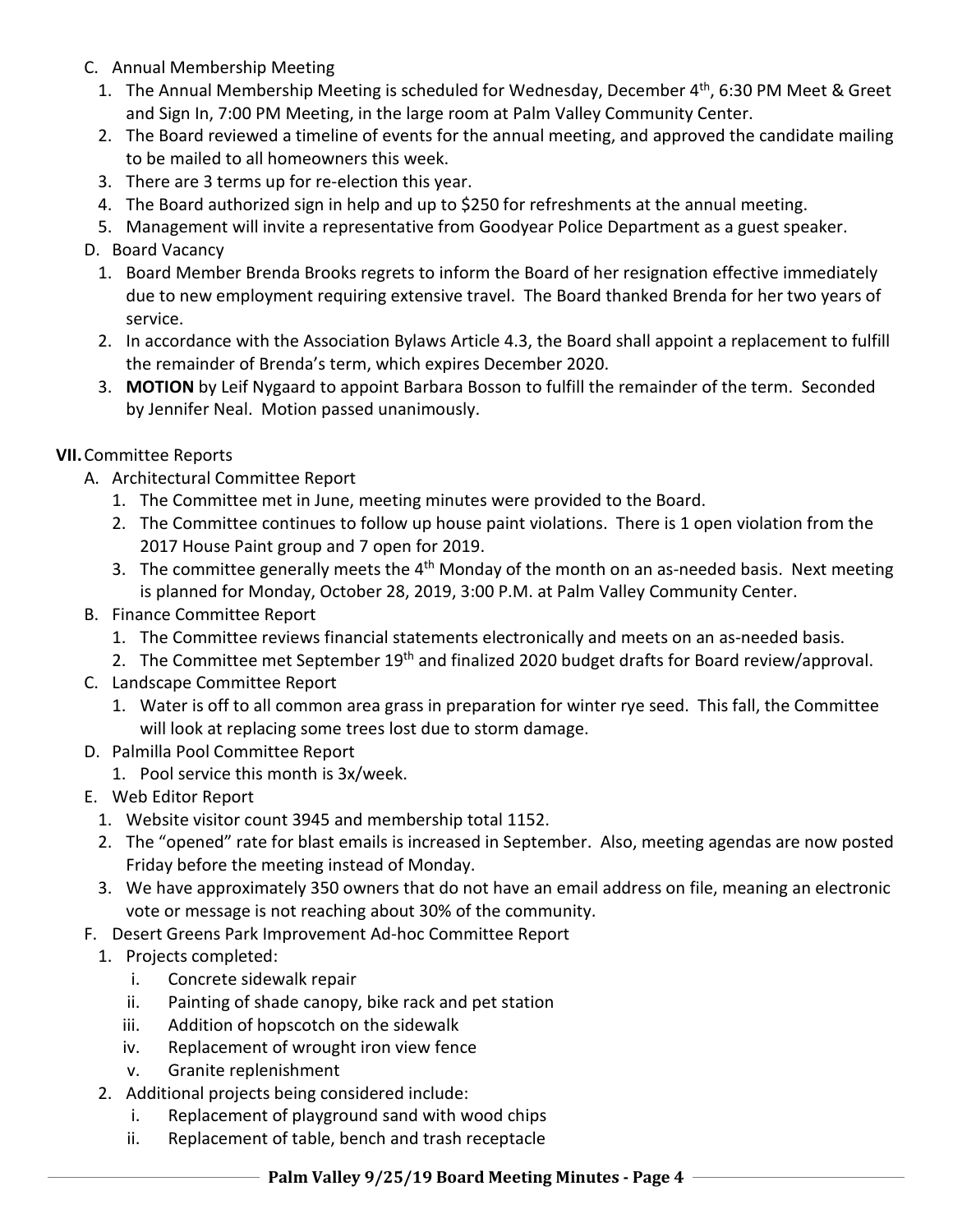C. Annual Membership Meeting
   1. The Annual Membership Meeting is scheduled for Wednesday, December 4th, 6:30 PM Meet & Greet and Sign In, 7:00 PM Meeting, in the large room at Palm Valley Community Center.
   2. The Board reviewed a timeline of events for the annual meeting, and approved the candidate mailing to be mailed to all homeowners this week.
   3. There are 3 terms up for re-election this year.
   4. The Board authorized sign in help and up to $250 for refreshments at the annual meeting.
   5. Management will invite a representative from Goodyear Police Department as a guest speaker.

D. Board Vacancy
   1. Board Member Brenda Brooks regrets to inform the Board of her resignation effective immediately due to new employment requiring extensive travel. The Board thanked Brenda for her two years of service.
   2. In accordance with the Association Bylaws Article 4.3, the Board shall appoint a replacement to fulfill the remainder of Brenda's term, which expires December 2020.
   3. **MOTION** by Leif Nygaard to appoint Barbara Bosson to fulfill the remainder of the term. Seconded by Jennifer Neal. Motion passed unanimously.

**VII.** Committee Reports

A. Architectural Committee Report
   1. The Committee met in June, meeting minutes were provided to the Board.
   2. The Committee continues to follow up house paint violations. There is 1 open violation from the 2017 House Paint group and 7 open for 2019.
   3. The committee generally meets the 4th Monday of the month on an as-needed basis. Next meeting is planned for Monday, October 28, 2019, 3:00 P.M. at Palm Valley Community Center.

B. Finance Committee Report
   1. The Committee reviews financial statements electronically and meets on an as-needed basis.
   2. The Committee met September 19th and finalized 2020 budget drafts for Board review/approval.

C. Landscape Committee Report
   1. Water is off to all common area grass in preparation for winter rye seed. This fall, the Committee will look at replacing some trees lost due to storm damage.

D. Palmilla Pool Committee Report
   1. Pool service this month is 3x/week.

E. Web Editor Report
   1. Website visitor count 3945 and membership total 1152.
   2. The "opened" rate for blast emails is increased in September. Also, meeting agendas are now posted Friday before the meeting instead of Monday.
   3. We have approximately 350 owners that do not have an email address on file, meaning an electronic vote or message is not reaching about 30% of the community.

F. Desert Greens Park Improvement Ad-hoc Committee Report
   1. Projects completed:
      i. Concrete sidewalk repair
      ii. Painting of shade canopy, bike rack and pet station
      iii. Addition of hopscotch on the sidewalk
      iv. Replacement of wrought iron view fence
      v. Granite replenishment
   2. Additional projects being considered include:
      i. Replacement of playground sand with wood chips
      ii. Replacement of table, bench and trash receptacle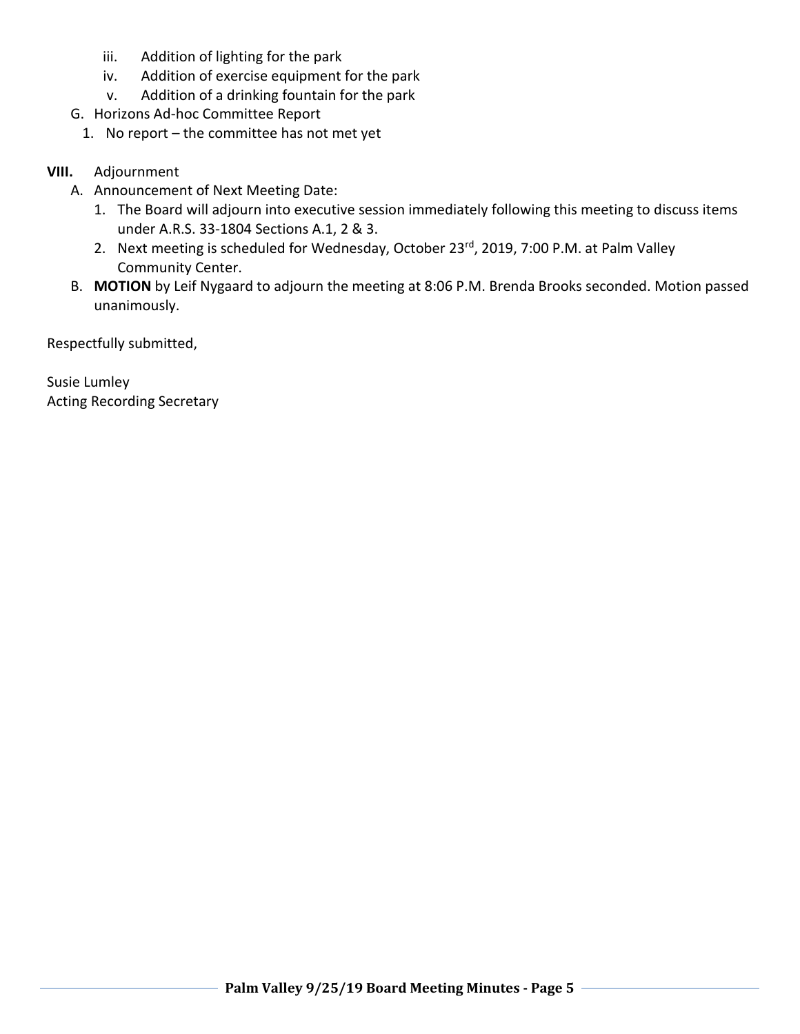iii. Addition of lighting for the park
   iv. Addition of exercise equipment for the park
   v. Addition of a drinking fountain for the park

G. Horizons Ad-hoc Committee Report
   1. No report – the committee has not met yet

**VIII.** Adjournment

A. Announcement of Next Meeting Date:
   1. The Board will adjourn into executive session immediately following this meeting to discuss items under A.R.S. 33-1804 Sections A.1, 2 & 3.
   2. Next meeting is scheduled for Wednesday, October 23rd, 2019, 7:00 P.M. at Palm Valley Community Center.

B. **MOTION** by Leif Nygaard to adjourn the meeting at 8:06 P.M. Brenda Brooks seconded. Motion passed unanimously.

Respectfully submitted,

Susie Lumley
Acting Recording Secretary